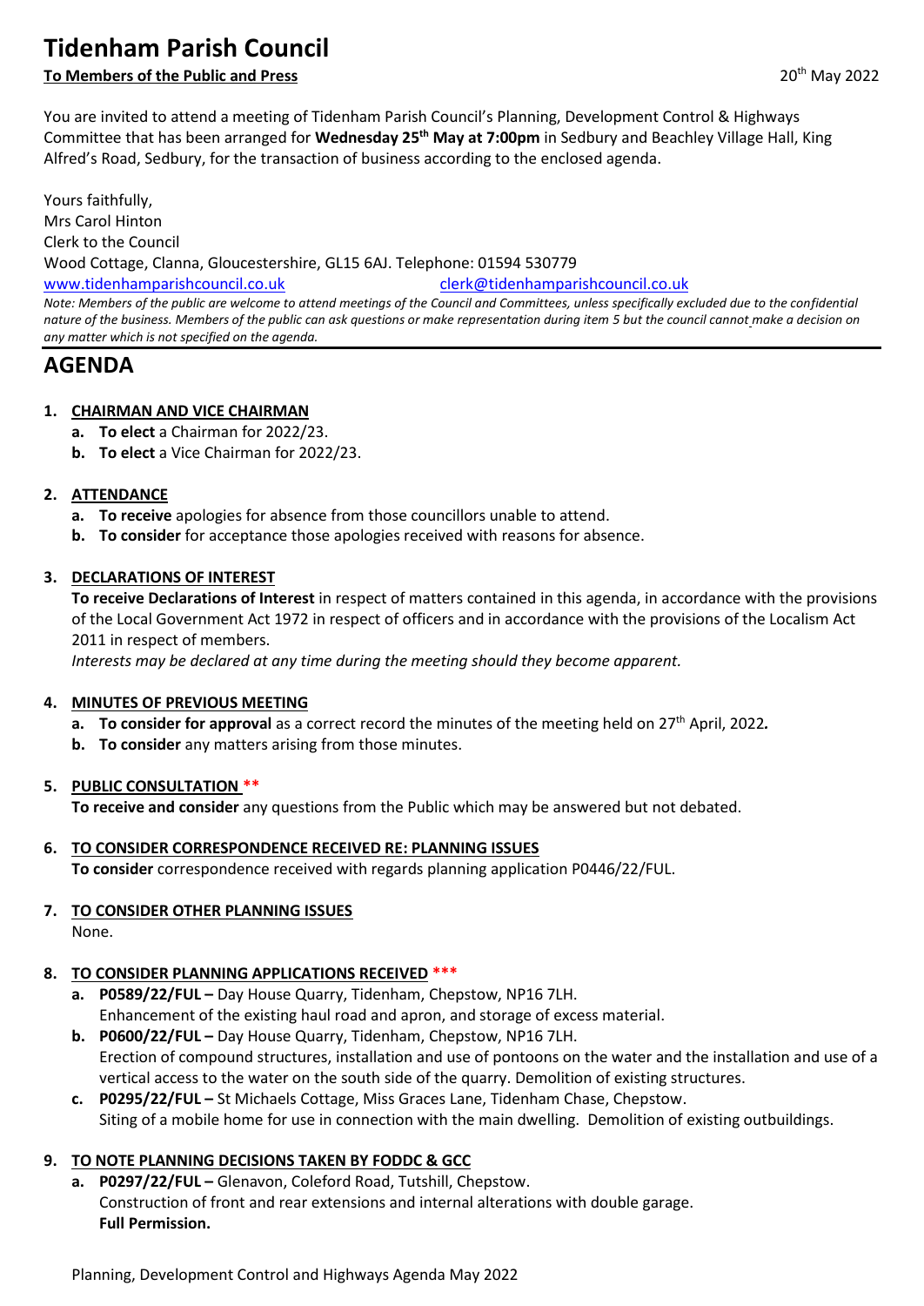# Tidenham Parish Council

**To Members of the Public and Press** 20th May 2022

You are invited to attend a meeting of Tidenham Parish Council's Planning, Development Control & Highways Committee that has been arranged for **Wednesday 25th May at 7:00pm** in Sedbury and Beachley Village Hall, King Alfred's Road, Sedbury, for the transaction of business according to the enclosed agenda.

Yours faithfully,
Mrs Carol Hinton
Clerk to the Council
Wood Cottage, Clanna, Gloucestershire, GL15 6AJ. Telephone: 01594 530779
www.tidenhamparishcouncil.co.uk clerk@tidenhamparishcouncil.co.uk

*Note: Members of the public are welcome to attend meetings of the Council and Committees, unless specifically excluded due to the confidential nature of the business. Members of the public can ask questions or make representation during item 5 but the council cannot make a decision on any matter which is not specified on the agenda.*

## AGENDA

1. **CHAIRMAN AND VICE CHAIRMAN**
   a. **To elect** a Chairman for 2022/23.
   b. **To elect** a Vice Chairman for 2022/23.

2. **ATTENDANCE**
   a. **To receive** apologies for absence from those councillors unable to attend.
   b. **To consider** for acceptance those apologies received with reasons for absence.

3. **DECLARATIONS OF INTEREST**
   **To receive Declarations of Interest** in respect of matters contained in this agenda, in accordance with the provisions of the Local Government Act 1972 in respect of officers and in accordance with the provisions of the Localism Act 2011 in respect of members.
   *Interests may be declared at any time during the meeting should they become apparent.*

4. **MINUTES OF PREVIOUS MEETING**
   a. **To consider for approval** as a correct record the minutes of the meeting held on 27th April, 2022.
   b. **To consider** any matters arising from those minutes.

5. **PUBLIC CONSULTATION \*\***
   **To receive and consider** any questions from the Public which may be answered but not debated.

6. **TO CONSIDER CORRESPONDENCE RECEIVED RE: PLANNING ISSUES**
   **To consider** correspondence received with regards planning application P0446/22/FUL.

7. **TO CONSIDER OTHER PLANNING ISSUES**
   None.

8. **TO CONSIDER PLANNING APPLICATIONS RECEIVED \*\*\***
   a. **P0589/22/FUL –** Day House Quarry, Tidenham, Chepstow, NP16 7LH.
      Enhancement of the existing haul road and apron, and storage of excess material.
   b. **P0600/22/FUL –** Day House Quarry, Tidenham, Chepstow, NP16 7LH.
      Erection of compound structures, installation and use of pontoons on the water and the installation and use of a vertical access to the water on the south side of the quarry. Demolition of existing structures.
   c. **P0295/22/FUL –** St Michaels Cottage, Miss Graces Lane, Tidenham Chase, Chepstow.
      Siting of a mobile home for use in connection with the main dwelling. Demolition of existing outbuildings.

9. **TO NOTE PLANNING DECISIONS TAKEN BY FODDC & GCC**
   a. **P0297/22/FUL –** Glenavon, Coleford Road, Tutshill, Chepstow.
      Construction of front and rear extensions and internal alterations with double garage.
      **Full Permission.**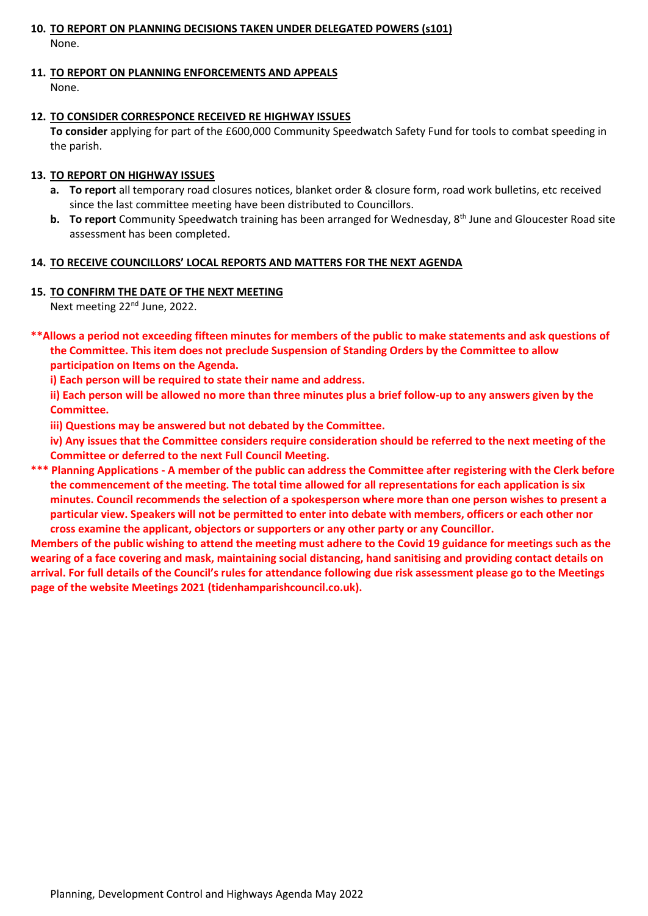**10. TO REPORT ON PLANNING DECISIONS TAKEN UNDER DELEGATED POWERS (s101)**

None.

**11. TO REPORT ON PLANNING ENFORCEMENTS AND APPEALS**

None.

**12. TO CONSIDER CORRESPONCE RECEIVED RE HIGHWAY ISSUES**

**To consider** applying for part of the £600,000 Community Speedwatch Safety Fund for tools to combat speeding in the parish.

**13. TO REPORT ON HIGHWAY ISSUES**

- **a. To report** all temporary road closures notices, blanket order & closure form, road work bulletins, etc received since the last committee meeting have been distributed to Councillors.
- **b. To report** Community Speedwatch training has been arranged for Wednesday, 8th June and Gloucester Road site assessment has been completed.

**14. TO RECEIVE COUNCILLORS' LOCAL REPORTS AND MATTERS FOR THE NEXT AGENDA**

**15. TO CONFIRM THE DATE OF THE NEXT MEETING**

Next meeting 22nd June, 2022.

**\*\*Allows a period not exceeding fifteen minutes for members of the public to make statements and ask questions of the Committee. This item does not preclude Suspension of Standing Orders by the Committee to allow participation on Items on the Agenda.**

**i) Each person will be required to state their name and address.**

**ii) Each person will be allowed no more than three minutes plus a brief follow-up to any answers given by the Committee.**

**iii) Questions may be answered but not debated by the Committee.**

**iv) Any issues that the Committee considers require consideration should be referred to the next meeting of the Committee or deferred to the next Full Council Meeting.**

**\*\*\* Planning Applications - A member of the public can address the Committee after registering with the Clerk before the commencement of the meeting. The total time allowed for all representations for each application is six minutes. Council recommends the selection of a spokesperson where more than one person wishes to present a particular view. Speakers will not be permitted to enter into debate with members, officers or each other nor cross examine the applicant, objectors or supporters or any other party or any Councillor.**

**Members of the public wishing to attend the meeting must adhere to the Covid 19 guidance for meetings such as the wearing of a face covering and mask, maintaining social distancing, hand sanitising and providing contact details on arrival. For full details of the Council's rules for attendance following due risk assessment please go to the Meetings page of the website Meetings 2021 (tidenhamparishcouncil.co.uk).**

Planning, Development Control and Highways Agenda May 2022